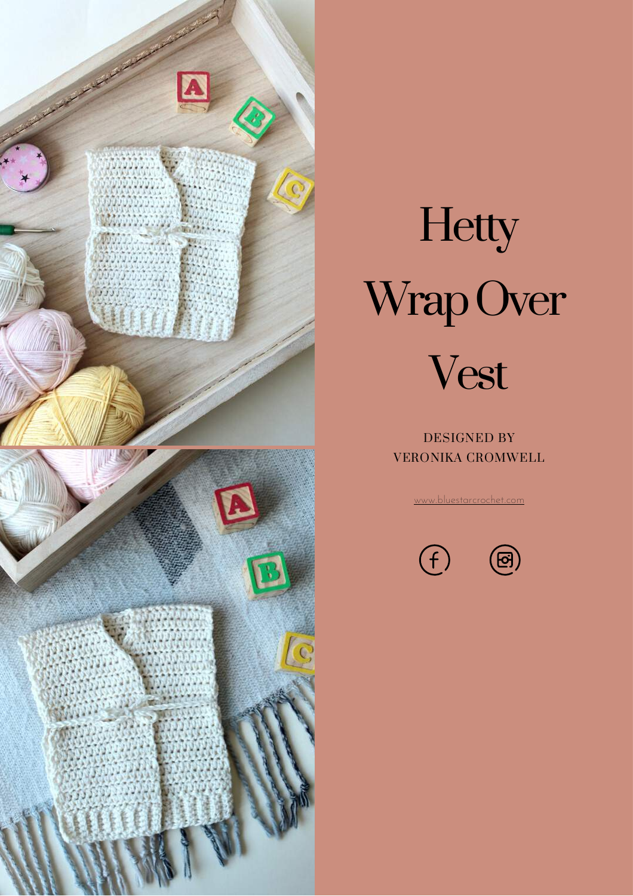# Hetty Wrap Over Vest

DESIGNED BY
VERONIKA CROMWELL

www.bluestarcrochet.com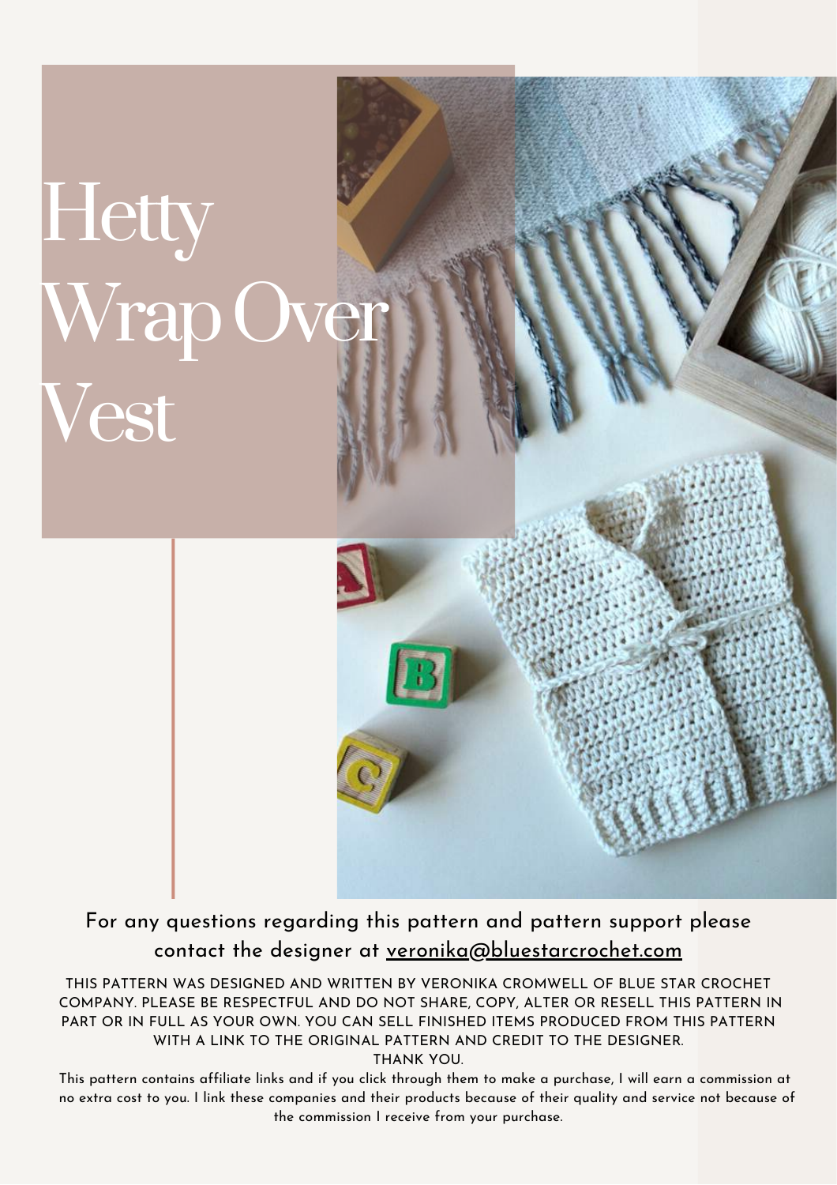# Hetty Wrap Over Vest

For any questions regarding this pattern and pattern support please contact the designer at veronika@bluestarcrochet.com

THIS PATTERN WAS DESIGNED AND WRITTEN BY VERONIKA CROMWELL OF BLUE STAR CROCHET COMPANY. PLEASE BE RESPECTFUL AND DO NOT SHARE, COPY, ALTER OR RESELL THIS PATTERN IN PART OR IN FULL AS YOUR OWN. YOU CAN SELL FINISHED ITEMS PRODUCED FROM THIS PATTERN WITH A LINK TO THE ORIGINAL PATTERN AND CREDIT TO THE DESIGNER.
THANK YOU.

This pattern contains affiliate links and if you click through them to make a purchase, I will earn a commission at no extra cost to you. I link these companies and their products because of their quality and service not because of the commission I receive from your purchase.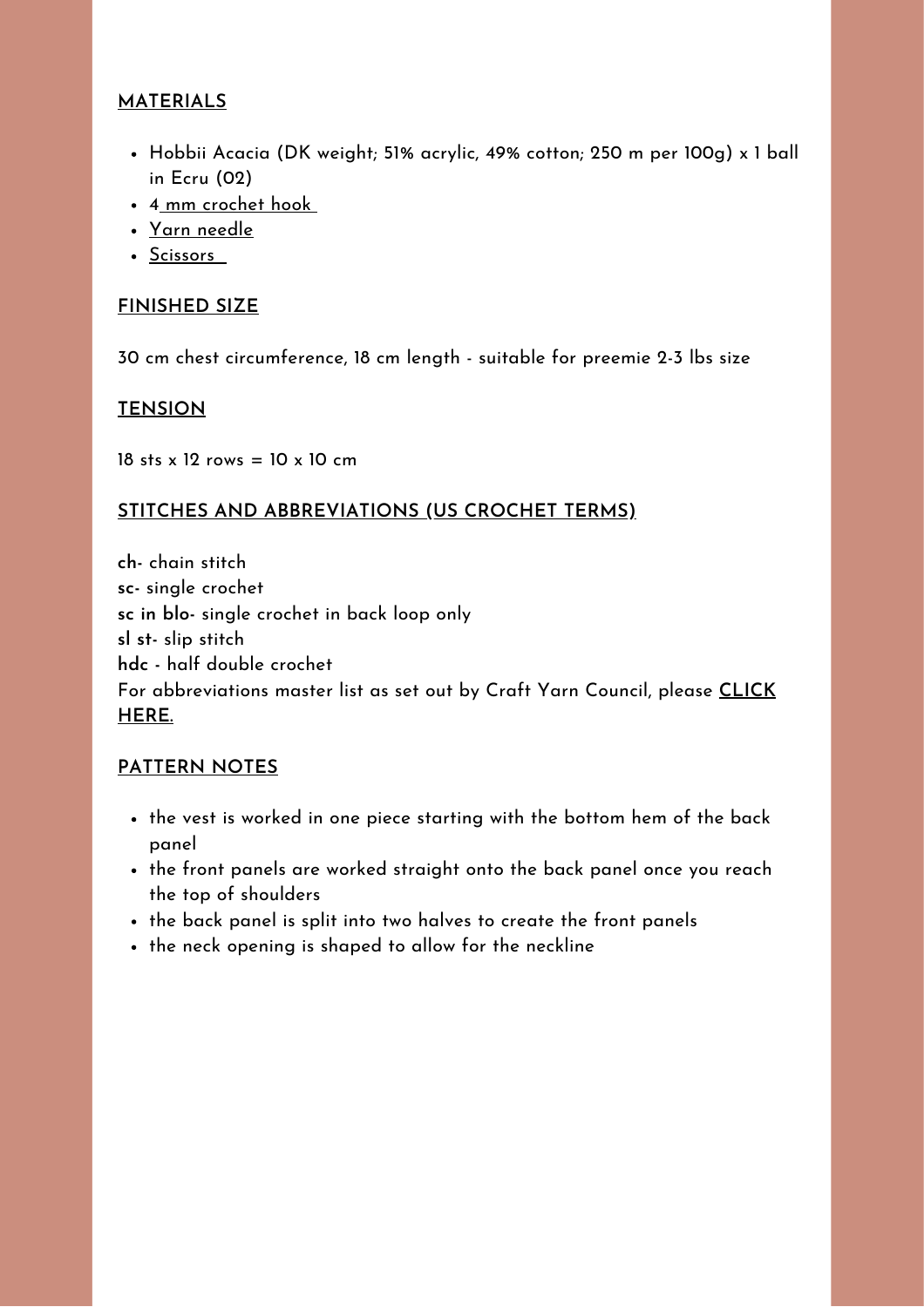## MATERIALS

- Hobbii Acacia (DK weight; 51% acrylic, 49% cotton; 250 m per 100g) x 1 ball in Ecru (02)
- 4 mm crochet hook
- Yarn needle
- Scissors

## FINISHED SIZE

30 cm chest circumference, 18 cm length - suitable for preemie 2-3 lbs size

## TENSION

18 sts x 12 rows = 10 x 10 cm

## STITCHES AND ABBREVIATIONS (US CROCHET TERMS)

**ch-** chain stitch
**sc-** single crochet
**sc in blo-** single crochet in back loop only
**sl st-** slip stitch
**hdc** - half double crochet
For abbreviations master list as set out by Craft Yarn Council, please **CLICK HERE.**

## PATTERN NOTES

- the vest is worked in one piece starting with the bottom hem of the back panel
- the front panels are worked straight onto the back panel once you reach the top of shoulders
- the back panel is split into two halves to create the front panels
- the neck opening is shaped to allow for the neckline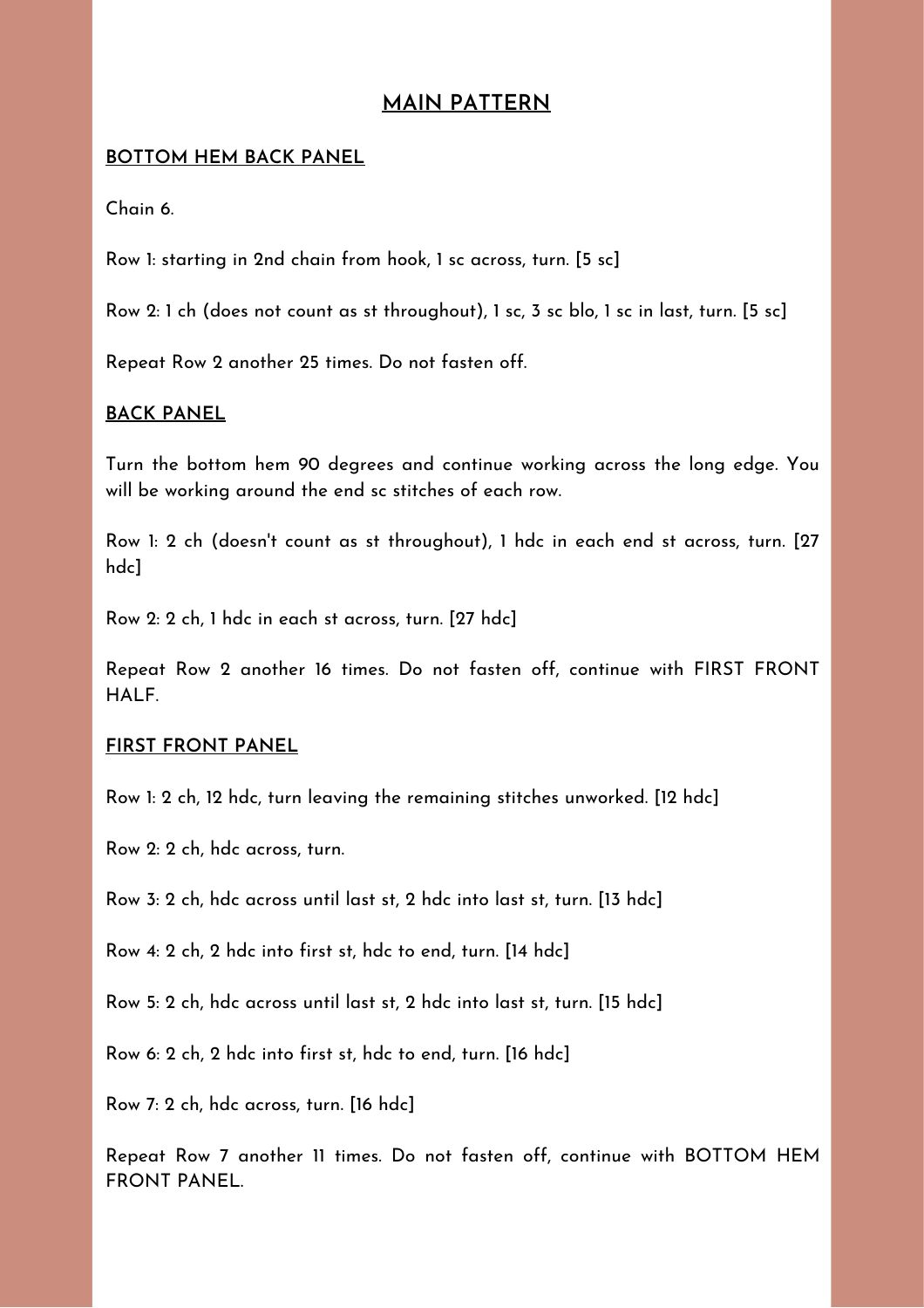# MAIN PATTERN

## BOTTOM HEM BACK PANEL

Chain 6.

Row 1: starting in 2nd chain from hook, 1 sc across, turn. [5 sc]

Row 2: 1 ch (does not count as st throughout), 1 sc, 3 sc blo, 1 sc in last, turn. [5 sc]

Repeat Row 2 another 25 times. Do not fasten off.

## BACK PANEL

Turn the bottom hem 90 degrees and continue working across the long edge. You will be working around the end sc stitches of each row.

Row 1: 2 ch (doesn't count as st throughout), 1 hdc in each end st across, turn. [27 hdc]

Row 2: 2 ch, 1 hdc in each st across, turn. [27 hdc]

Repeat Row 2 another 16 times. Do not fasten off, continue with FIRST FRONT HALF.

## FIRST FRONT PANEL

Row 1: 2 ch, 12 hdc, turn leaving the remaining stitches unworked. [12 hdc]

Row 2: 2 ch, hdc across, turn.

Row 3: 2 ch, hdc across until last st, 2 hdc into last st, turn. [13 hdc]

Row 4: 2 ch, 2 hdc into first st, hdc to end, turn. [14 hdc]

Row 5: 2 ch, hdc across until last st, 2 hdc into last st, turn. [15 hdc]

Row 6: 2 ch, 2 hdc into first st, hdc to end, turn. [16 hdc]

Row 7: 2 ch, hdc across, turn. [16 hdc]

Repeat Row 7 another 11 times. Do not fasten off, continue with BOTTOM HEM FRONT PANEL.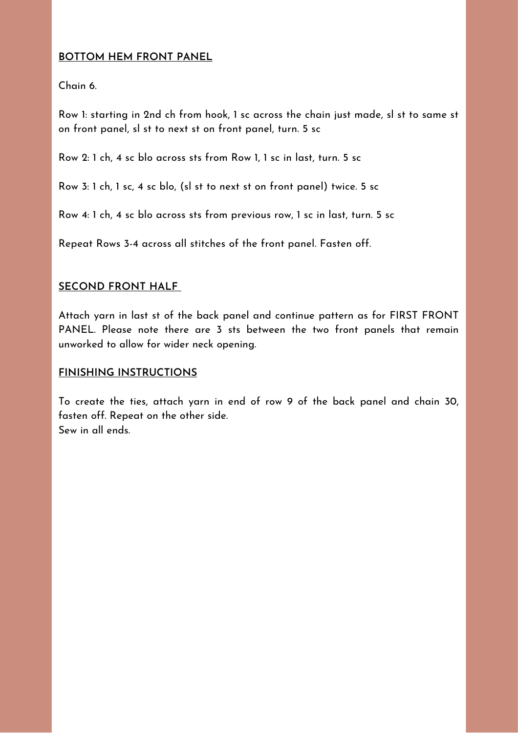## BOTTOM HEM FRONT PANEL

Chain 6.

Row 1: starting in 2nd ch from hook, 1 sc across the chain just made, sl st to same st on front panel, sl st to next st on front panel, turn. 5 sc

Row 2: 1 ch, 4 sc blo across sts from Row 1, 1 sc in last, turn. 5 sc

Row 3: 1 ch, 1 sc, 4 sc blo, (sl st to next st on front panel) twice. 5 sc

Row 4: 1 ch, 4 sc blo across sts from previous row, 1 sc in last, turn. 5 sc

Repeat Rows 3-4 across all stitches of the front panel. Fasten off.

## SECOND FRONT HALF

Attach yarn in last st of the back panel and continue pattern as for FIRST FRONT PANEL. Please note there are 3 sts between the two front panels that remain unworked to allow for wider neck opening.

## FINISHING INSTRUCTIONS

To create the ties, attach yarn in end of row 9 of the back panel and chain 30, fasten off. Repeat on the other side.
Sew in all ends.